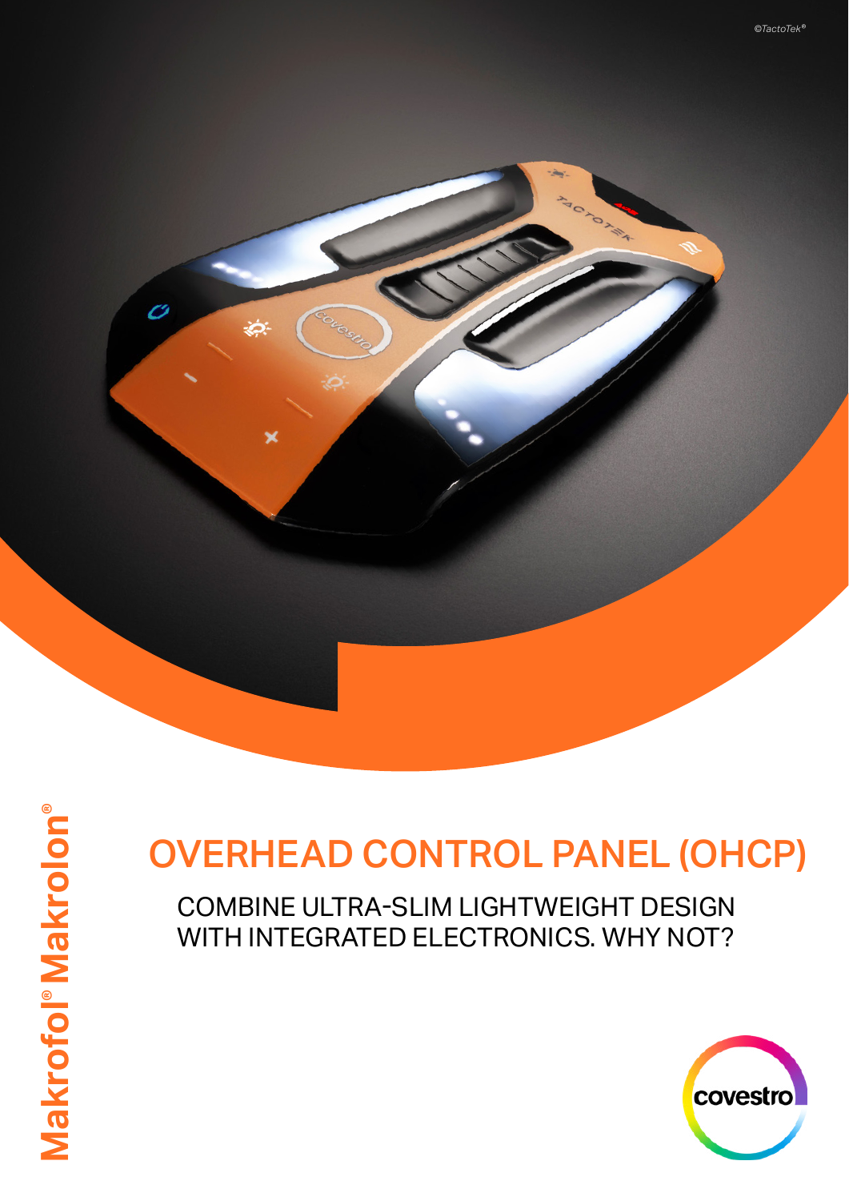©TactoTek®

Makrofol® Makrolon®

# OVERHEAD CONTROL PANEL (OHCP)

COMBINE ULTRA-SLIM LIGHTWEIGHT DESIGN WITH INTEGRATED ELECTRONICS. WHY NOT?

covestro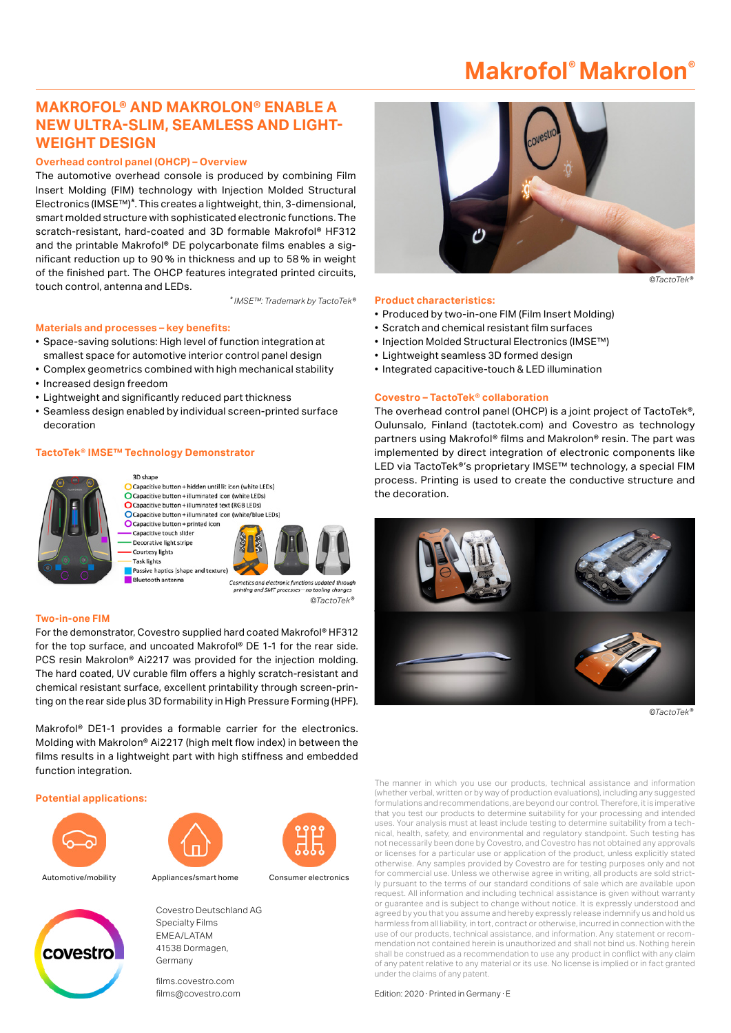# Makrofol® Makrolon®

## MAKROFOL® AND MAKROLON® ENABLE A NEW ULTRA-SLIM, SEAMLESS AND LIGHT-WEIGHT DESIGN

### Overhead control panel (OHCP) – Overview

The automotive overhead console is produced by combining Film Insert Molding (FIM) technology with Injection Molded Structural Electronics (IMSE™)*. This creates a lightweight, thin, 3-dimensional, smart molded structure with sophisticated electronic functions. The scratch-resistant, hard-coated and 3D formable Makrofol® HF312 and the printable Makrofol® DE polycarbonate films enables a significant reduction up to 90 % in thickness and up to 58 % in weight of the finished part. The OHCP features integrated printed circuits, touch control, antenna and LEDs.

*\* IMSE™: Trademark by TactoTek®*

### Materials and processes – key benefits:

- Space-saving solutions: High level of function integration at smallest space for automotive interior control panel design
- Complex geometrics combined with high mechanical stability
- Increased design freedom
- Lightweight and significantly reduced part thickness
- Seamless design enabled by individual screen-printed surface decoration

### TactoTek® IMSE™ Technology Demonstrator

3D shape
Capacitive button + hidden until lit icon (white LEDs)
Capacitive button + illuminated icon (white LEDs)
Capacitive button + illuminated text (RGB LEDs)
Capacitive button + illuminated icon (white/blue LEDs)
Capacitive button + printed icon
Capacitive touch slider
Decorative light stripe
Courtesy lights
Task lights
Passive haptics (shape and texture)
Bluetooth antenna

Cosmetics and electronic functions updated through printing and SMT processes—no tooling changes

©TactoTek®

### Two-in-one FIM

For the demonstrator, Covestro supplied hard coated Makrofol® HF312 for the top surface, and uncoated Makrofol® DE 1-1 for the rear side. PCS resin Makrolon® Ai2217 was provided for the injection molding. The hard coated, UV curable film offers a highly scratch-resistant and chemical resistant surface, excellent printability through screen-printing on the rear side plus 3D formability in High Pressure Forming (HPF).

Makrofol® DE1-1 provides a formable carrier for the electronics. Molding with Makrolon® Ai2217 (high melt flow index) in between the films results in a lightweight part with high stiffness and embedded function integration.

### Potential applications:

Automotive/mobility

Appliances/smart home

Consumer electronics

©TactoTek®

### Product characteristics:

- Produced by two-in-one FIM (Film Insert Molding)
- Scratch and chemical resistant film surfaces
- Injection Molded Structural Electronics (IMSE™)
- Lightweight seamless 3D formed design
- Integrated capacitive-touch & LED illumination

### Covestro – TactoTek® collaboration

The overhead control panel (OHCP) is a joint project of TactoTek®, Oulunsalo, Finland (tactotek.com) and Covestro as technology partners using Makrofol® films and Makrolon® resin. The part was implemented by direct integration of electronic components like LED via TactoTek®'s proprietary IMSE™ technology, a special FIM process. Printing is used to create the conductive structure and the decoration.

©TactoTek®

covestro

Covestro Deutschland AG
Specialty Films
EMEA/LATAM
41538 Dormagen,
Germany

films.covestro.com
films@covestro.com

The manner in which you use our products, technical assistance and information (whether verbal, written or by way of production evaluations), including any suggested formulations and recommendations, are beyond our control. Therefore, it is imperative that you test our products to determine suitability for your processing and intended uses. Your analysis must at least include testing to determine suitability from a technical, health, safety, and environmental and regulatory standpoint. Such testing has not necessarily been done by Covestro, and Covestro has not obtained any approvals or licenses for a particular use or application of the product, unless explicitly stated otherwise. Any samples provided by Covestro are for testing purposes only and not for commercial use. Unless we otherwise agree in writing, all products are sold strictly pursuant to the terms of our standard conditions of sale which are available upon request. All information and including technical assistance is given without warranty or guarantee and is subject to change without notice. It is expressly understood and agreed by you that you assume and hereby expressly release indemnify us and hold us harmless from all liability, in tort, contract or otherwise, incurred in connection with the use of our products, technical assistance, and information. Any statement or recommendation not contained herein is unauthorized and shall not bind us. Nothing herein shall be construed as a recommendation to use any product in conflict with any claim of any patent relative to any material or its use. No license is implied or in fact granted under the claims of any patent.

Edition: 2020 · Printed in Germany · E